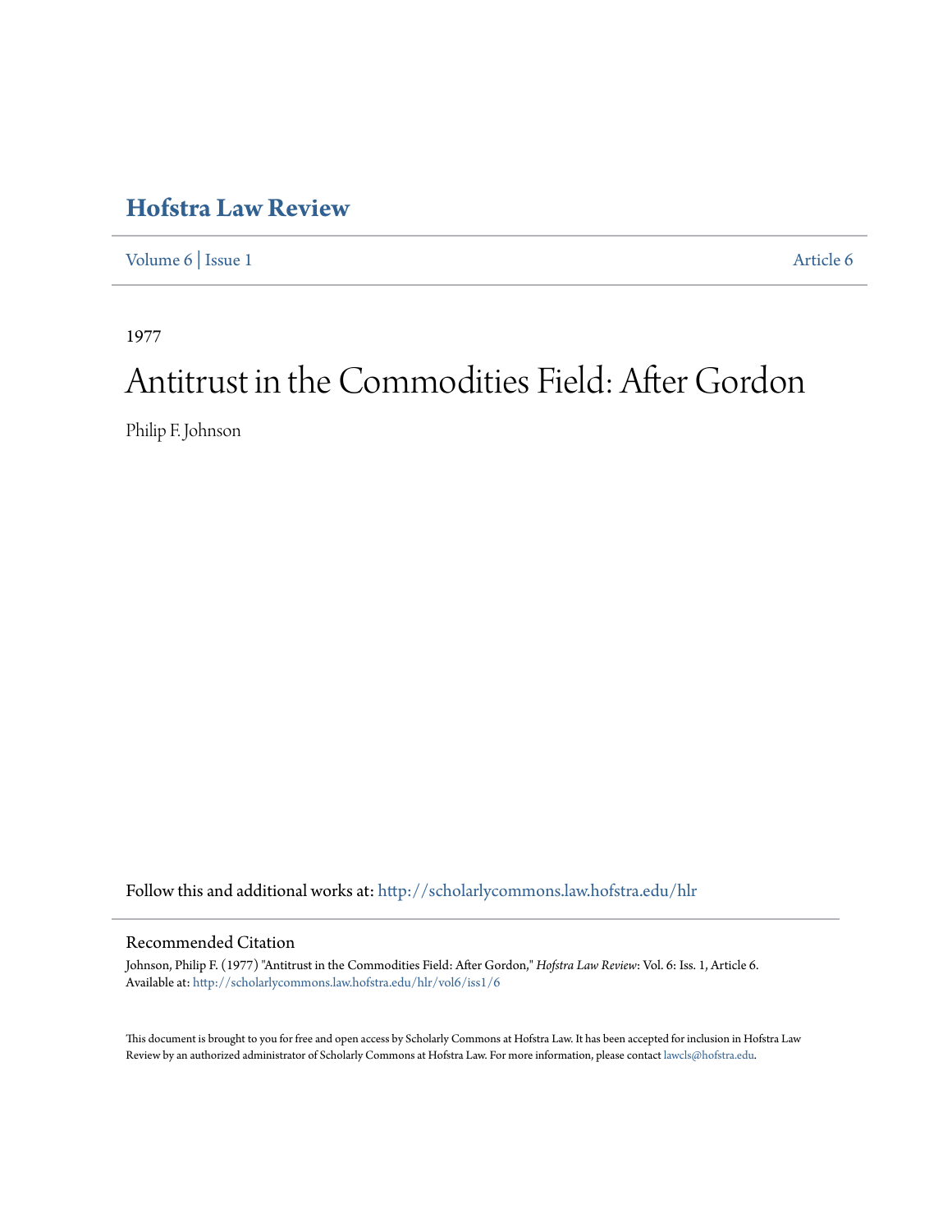# Hofstra Law Review

Volume 6 | Issue 1 Article 6

1977

# Antitrust in the Commodities Field: After Gordon

Philip F. Johnson

Follow this and additional works at: http://scholarlycommons.law.hofstra.edu/hlr

## Recommended Citation

Johnson, Philip F. (1977) "Antitrust in the Commodities Field: After Gordon," *Hofstra Law Review*: Vol. 6: Iss. 1, Article 6.
Available at: http://scholarlycommons.law.hofstra.edu/hlr/vol6/iss1/6

This document is brought to you for free and open access by Scholarly Commons at Hofstra Law. It has been accepted for inclusion in Hofstra Law Review by an authorized administrator of Scholarly Commons at Hofstra Law. For more information, please contact lawcls@hofstra.edu.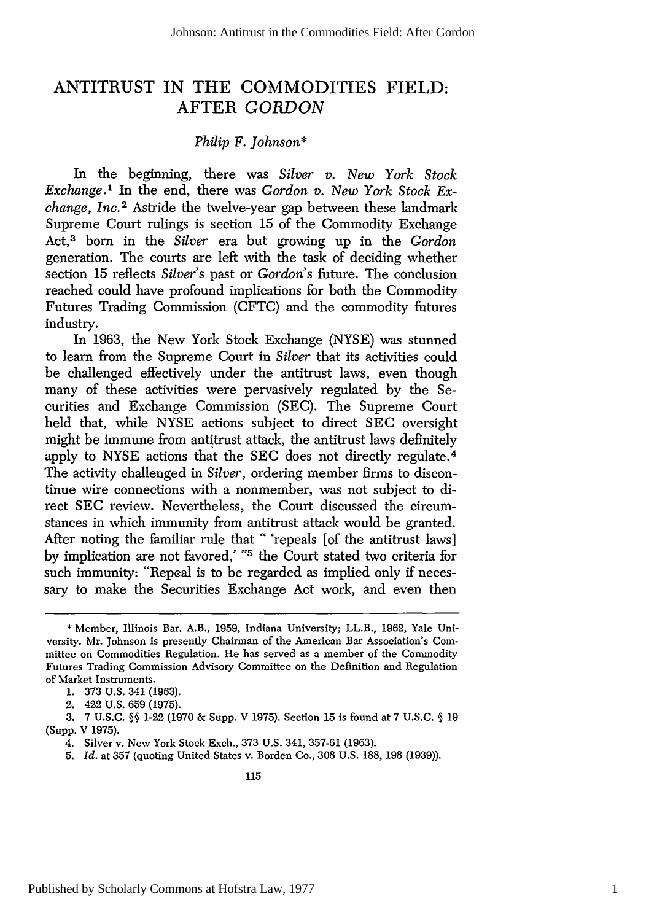# ANTITRUST IN THE COMMODITIES FIELD: AFTER *GORDON*

*Philip F. Johnson**

In the beginning, there was *Silver v. New York Stock Exchange*.[1] In the end, there was *Gordon v. New York Stock Exchange, Inc.*[2] Astride the twelve-year gap between these landmark Supreme Court rulings is section 15 of the Commodity Exchange Act,[3] born in the *Silver* era but growing up in the *Gordon* generation. The courts are left with the task of deciding whether section 15 reflects *Silver's* past or *Gordon's* future. The conclusion reached could have profound implications for both the Commodity Futures Trading Commission (CFTC) and the commodity futures industry.

In 1963, the New York Stock Exchange (NYSE) was stunned to learn from the Supreme Court in *Silver* that its activities could be challenged effectively under the antitrust laws, even though many of these activities were pervasively regulated by the Securities and Exchange Commission (SEC). The Supreme Court held that, while NYSE actions subject to direct SEC oversight might be immune from antitrust attack, the antitrust laws definitely apply to NYSE actions that the SEC does not directly regulate.[4] The activity challenged in *Silver*, ordering member firms to discontinue wire connections with a nonmember, was not subject to direct SEC review. Nevertheless, the Court discussed the circumstances in which immunity from antitrust attack would be granted. After noting the familiar rule that " 'repeals [of the antitrust laws] by implication are not favored,' "[5] the Court stated two criteria for such immunity: "Repeal is to be regarded as implied only if necessary to make the Securities Exchange Act work, and even then

---

\* Member, Illinois Bar. A.B., 1959, Indiana University; LL.B., 1962, Yale University. Mr. Johnson is presently Chairman of the American Bar Association's Committee on Commodities Regulation. He has served as a member of the Commodity Futures Trading Commission Advisory Committee on the Definition and Regulation of Market Instruments.

1. 373 U.S. 341 (1963).
2. 422 U.S. 659 (1975).
3. 7 U.S.C. §§ 1-22 (1970 & Supp. V 1975). Section 15 is found at 7 U.S.C. § 19 (Supp. V 1975).
4. Silver v. New York Stock Exch., 373 U.S. 341, 357-61 (1963).
5. *Id.* at 357 (quoting United States v. Borden Co., 308 U.S. 188, 198 (1939)).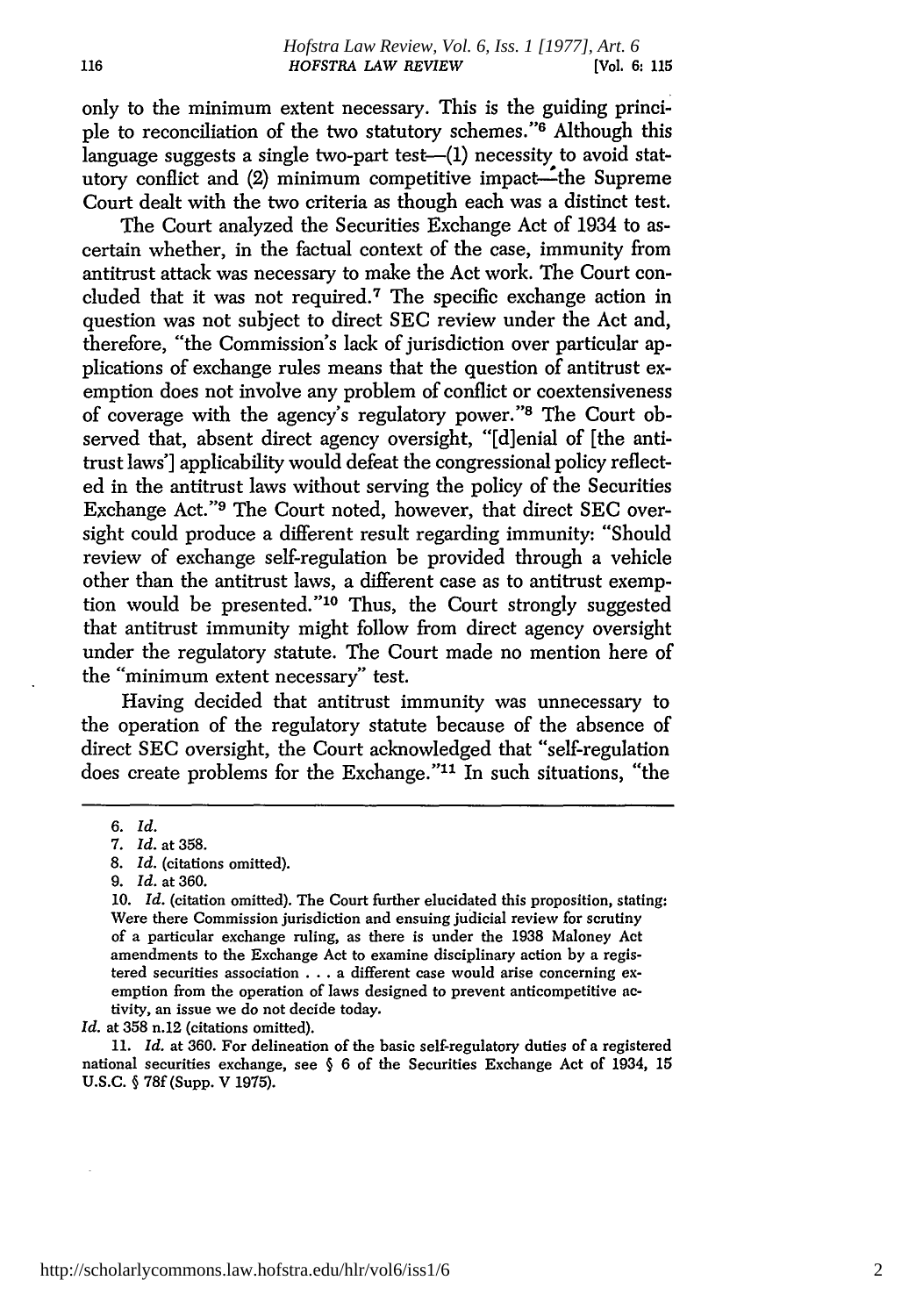only to the minimum extent necessary. This is the guiding principle to reconciliation of the two statutory schemes."[6] Although this language suggests a single two-part test—(1) necessity to avoid statutory conflict and (2) minimum competitive impact—the Supreme Court dealt with the two criteria as though each was a distinct test.

The Court analyzed the Securities Exchange Act of 1934 to ascertain whether, in the factual context of the case, immunity from antitrust attack was necessary to make the Act work. The Court concluded that it was not required.[7] The specific exchange action in question was not subject to direct SEC review under the Act and, therefore, "the Commission's lack of jurisdiction over particular applications of exchange rules means that the question of antitrust exemption does not involve any problem of conflict or coextensiveness of coverage with the agency's regulatory power."[8] The Court observed that, absent direct agency oversight, "[d]enial of [the antitrust laws'] applicability would defeat the congressional policy reflected in the antitrust laws without serving the policy of the Securities Exchange Act."[9] The Court noted, however, that direct SEC oversight could produce a different result regarding immunity: "Should review of exchange self-regulation be provided through a vehicle other than the antitrust laws, a different case as to antitrust exemption would be presented."[10] Thus, the Court strongly suggested that antitrust immunity might follow from direct agency oversight under the regulatory statute. The Court made no mention here of the "minimum extent necessary" test.

Having decided that antitrust immunity was unnecessary to the operation of the regulatory statute because of the absence of direct SEC oversight, the Court acknowledged that "self-regulation does create problems for the Exchange."[11] In such situations, "the

---

6. *Id.*

7. *Id.* at 358.

8. *Id.* (citations omitted).

9. *Id.* at 360.

10. *Id.* (citation omitted). The Court further elucidated this proposition, stating:

> Were there Commission jurisdiction and ensuing judicial review for scrutiny of a particular exchange ruling, as there is under the 1938 Maloney Act amendments to the Exchange Act to examine disciplinary action by a registered securities association . . . a different case would arise concerning exemption from the operation of laws designed to prevent anticompetitive activity, an issue we do not decide today.

*Id.* at 358 n.12 (citations omitted).

11. *Id.* at 360. For delineation of the basic self-regulatory duties of a registered national securities exchange, see § 6 of the Securities Exchange Act of 1934, 15 U.S.C. § 78f (Supp. V 1975).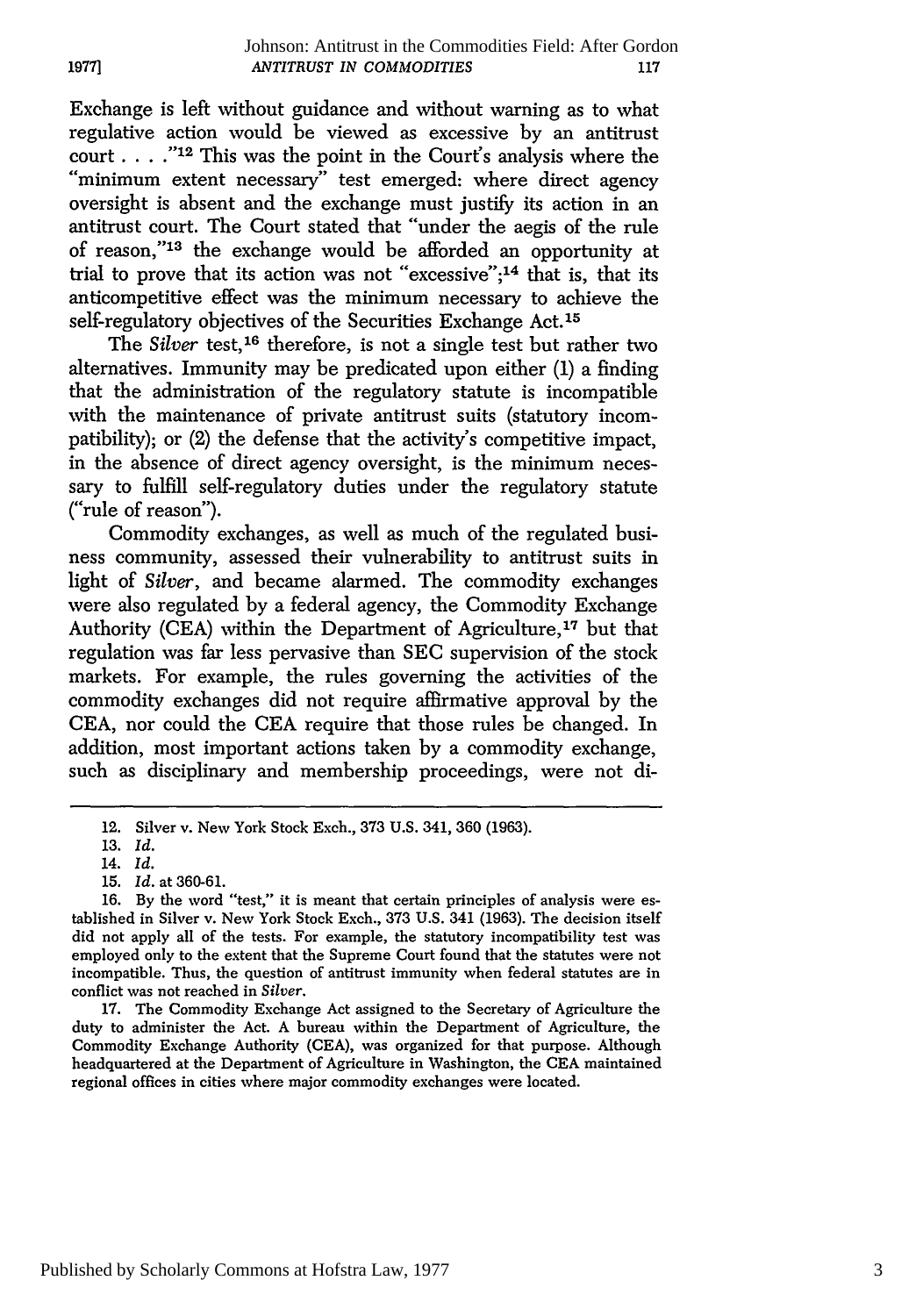Exchange is left without guidance and without warning as to what regulative action would be viewed as excessive by an antitrust court . . . ."[12] This was the point in the Court's analysis where the "minimum extent necessary" test emerged: where direct agency oversight is absent and the exchange must justify its action in an antitrust court. The Court stated that "under the aegis of the rule of reason,"[13] the exchange would be afforded an opportunity at trial to prove that its action was not "excessive";[14] that is, that its anticompetitive effect was the minimum necessary to achieve the self-regulatory objectives of the Securities Exchange Act.[15]

The *Silver* test,[16] therefore, is not a single test but rather two alternatives. Immunity may be predicated upon either (1) a finding that the administration of the regulatory statute is incompatible with the maintenance of private antitrust suits (statutory incompatibility); or (2) the defense that the activity's competitive impact, in the absence of direct agency oversight, is the minimum necessary to fulfill self-regulatory duties under the regulatory statute ("rule of reason").

Commodity exchanges, as well as much of the regulated business community, assessed their vulnerability to antitrust suits in light of *Silver*, and became alarmed. The commodity exchanges were also regulated by a federal agency, the Commodity Exchange Authority (CEA) within the Department of Agriculture,[17] but that regulation was far less pervasive than SEC supervision of the stock markets. For example, the rules governing the activities of the commodity exchanges did not require affirmative approval by the CEA, nor could the CEA require that those rules be changed. In addition, most important actions taken by a commodity exchange, such as disciplinary and membership proceedings, were not di-

---

12. Silver v. New York Stock Exch., 373 U.S. 341, 360 (1963).

13. *Id.*

14. *Id.*

15. *Id.* at 360-61.

16. By the word "test," it is meant that certain principles of analysis were established in Silver v. New York Stock Exch., 373 U.S. 341 (1963). The decision itself did not apply all of the tests. For example, the statutory incompatibility test was employed only to the extent that the Supreme Court found that the statutes were not incompatible. Thus, the question of antitrust immunity when federal statutes are in conflict was not reached in *Silver*.

17. The Commodity Exchange Act assigned to the Secretary of Agriculture the duty to administer the Act. A bureau within the Department of Agriculture, the Commodity Exchange Authority (CEA), was organized for that purpose. Although headquartered at the Department of Agriculture in Washington, the CEA maintained regional offices in cities where major commodity exchanges were located.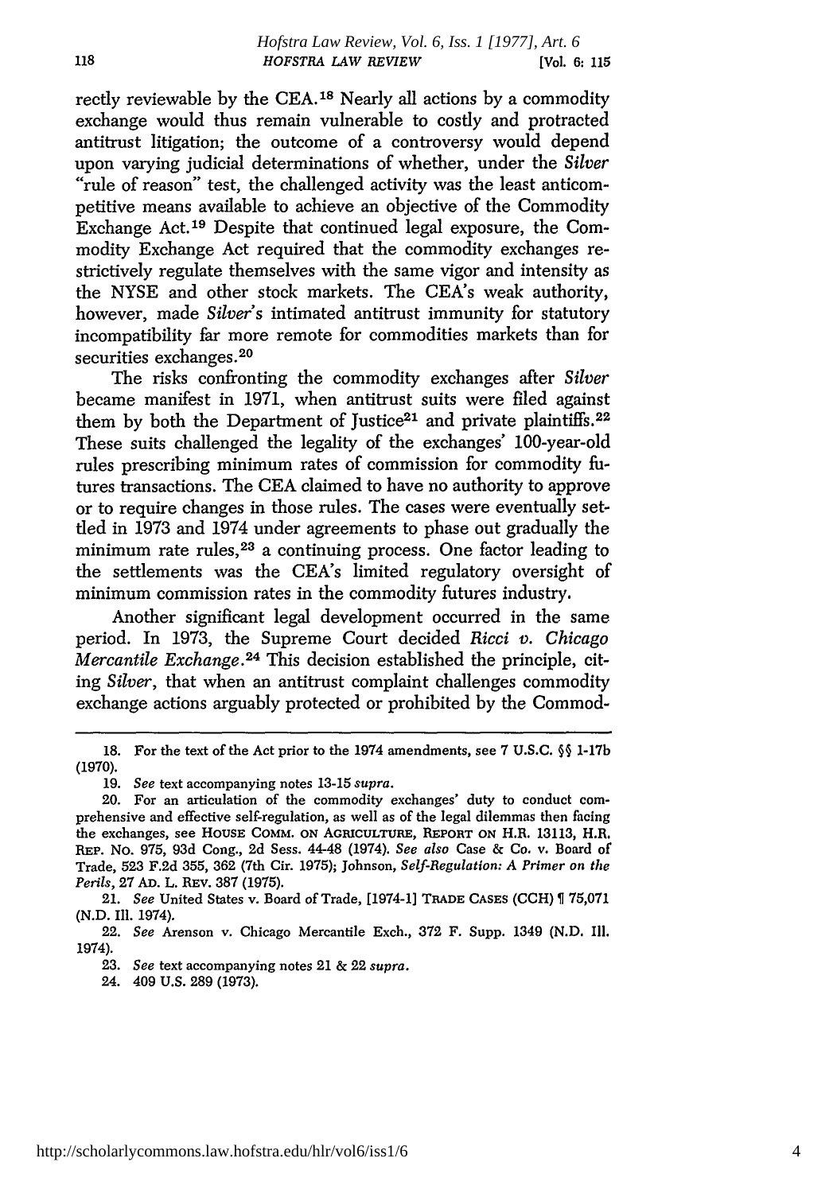rectly reviewable by the CEA.[18] Nearly all actions by a commodity exchange would thus remain vulnerable to costly and protracted antitrust litigation; the outcome of a controversy would depend upon varying judicial determinations of whether, under the *Silver* "rule of reason" test, the challenged activity was the least anticompetitive means available to achieve an objective of the Commodity Exchange Act.[19] Despite that continued legal exposure, the Commodity Exchange Act required that the commodity exchanges restrictively regulate themselves with the same vigor and intensity as the NYSE and other stock markets. The CEA's weak authority, however, made *Silver's* intimated antitrust immunity for statutory incompatibility far more remote for commodities markets than for securities exchanges.[20]

The risks confronting the commodity exchanges after *Silver* became manifest in 1971, when antitrust suits were filed against them by both the Department of Justice[21] and private plaintiffs.[22] These suits challenged the legality of the exchanges' 100-year-old rules prescribing minimum rates of commission for commodity futures transactions. The CEA claimed to have no authority to approve or to require changes in those rules. The cases were eventually settled in 1973 and 1974 under agreements to phase out gradually the minimum rate rules,[23] a continuing process. One factor leading to the settlements was the CEA's limited regulatory oversight of minimum commission rates in the commodity futures industry.

Another significant legal development occurred in the same period. In 1973, the Supreme Court decided *Ricci v. Chicago Mercantile Exchange*.[24] This decision established the principle, citing *Silver*, that when an antitrust complaint challenges commodity exchange actions arguably protected or prohibited by the Commod-

---

18. For the text of the Act prior to the 1974 amendments, see 7 U.S.C. §§ 1-17b (1970).

19. *See* text accompanying notes 13-15 *supra*.

20. For an articulation of the commodity exchanges' duty to conduct comprehensive and effective self-regulation, as well as of the legal dilemmas then facing the exchanges, see HOUSE COMM. ON AGRICULTURE, REPORT ON H.R. 13113, H.R. REP. NO. 975, 93d Cong., 2d Sess. 44-48 (1974). *See also* Case & Co. v. Board of Trade, 523 F.2d 355, 362 (7th Cir. 1975); Johnson, *Self-Regulation: A Primer on the Perils*, 27 AD. L. REV. 387 (1975).

21. *See* United States v. Board of Trade, [1974-1] TRADE CASES (CCH) ¶ 75,071 (N.D. Ill. 1974).

22. *See* Arenson v. Chicago Mercantile Exch., 372 F. Supp. 1349 (N.D. Ill. 1974).

23. *See* text accompanying notes 21 & 22 *supra*.

24. 409 U.S. 289 (1973).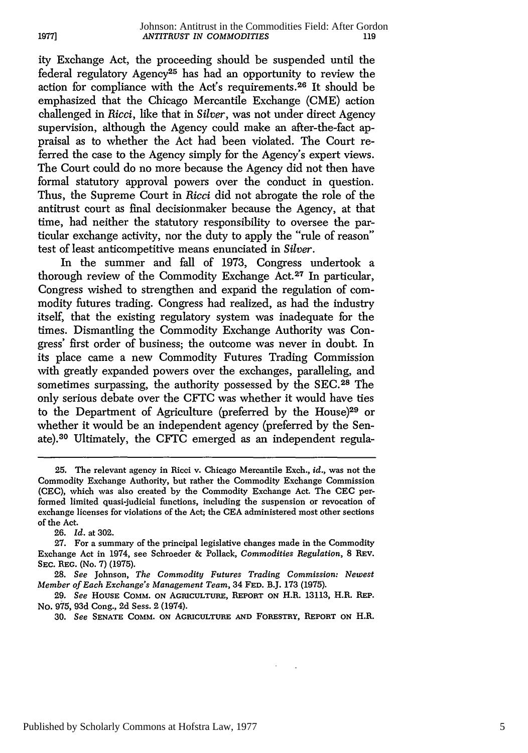ity Exchange Act, the proceeding should be suspended until the federal regulatory Agency[25] has had an opportunity to review the action for compliance with the Act's requirements.[26] It should be emphasized that the Chicago Mercantile Exchange (CME) action challenged in *Ricci*, like that in *Silver*, was not under direct Agency supervision, although the Agency could make an after-the-fact appraisal as to whether the Act had been violated. The Court referred the case to the Agency simply for the Agency's expert views. The Court could do no more because the Agency did not then have formal statutory approval powers over the conduct in question. Thus, the Supreme Court in *Ricci* did not abrogate the role of the antitrust court as final decisionmaker because the Agency, at that time, had neither the statutory responsibility to oversee the particular exchange activity, nor the duty to apply the "rule of reason" test of least anticompetitive means enunciated in *Silver*.

In the summer and fall of 1973, Congress undertook a thorough review of the Commodity Exchange Act.[27] In particular, Congress wished to strengthen and expand the regulation of commodity futures trading. Congress had realized, as had the industry itself, that the existing regulatory system was inadequate for the times. Dismantling the Commodity Exchange Authority was Congress' first order of business; the outcome was never in doubt. In its place came a new Commodity Futures Trading Commission with greatly expanded powers over the exchanges, paralleling, and sometimes surpassing, the authority possessed by the SEC.[28] The only serious debate over the CFTC was whether it would have ties to the Department of Agriculture (preferred by the House)[29] or whether it would be an independent agency (preferred by the Senate).[30] Ultimately, the CFTC emerged as an independent regula-

---

25. The relevant agency in Ricci v. Chicago Mercantile Exch., *id.*, was not the Commodity Exchange Authority, but rather the Commodity Exchange Commission (CEC), which was also created by the Commodity Exchange Act. The CEC performed limited quasi-judicial functions, including the suspension or revocation of exchange licenses for violations of the Act; the CEA administered most other sections of the Act.

26. *Id.* at 302.

27. For a summary of the principal legislative changes made in the Commodity Exchange Act in 1974, see Schroeder & Pollack, *Commodities Regulation*, 8 REV. SEC. REG. (No. 7) (1975).

28. *See* Johnson, *The Commodity Futures Trading Commission: Newest Member of Each Exchange's Management Team*, 34 FED. B.J. 173 (1975).

29. *See* HOUSE COMM. ON AGRICULTURE, REPORT ON H.R. 13113, H.R. REP. NO. 975, 93d Cong., 2d Sess. 2 (1974).

30. *See* SENATE COMM. ON AGRICULTURE AND FORESTRY, REPORT ON H.R.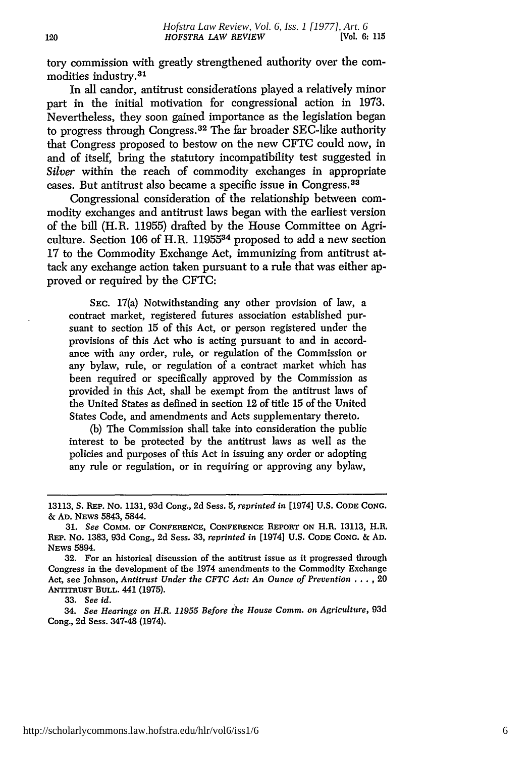tory commission with greatly strengthened authority over the commodities industry.[31]

In all candor, antitrust considerations played a relatively minor part in the initial motivation for congressional action in 1973. Nevertheless, they soon gained importance as the legislation began to progress through Congress.[32] The far broader SEC-like authority that Congress proposed to bestow on the new CFTC could now, in and of itself, bring the statutory incompatibility test suggested in *Silver* within the reach of commodity exchanges in appropriate cases. But antitrust also became a specific issue in Congress.[33]

Congressional consideration of the relationship between commodity exchanges and antitrust laws began with the earliest version of the bill (H.R. 11955) drafted by the House Committee on Agriculture. Section 106 of H.R. 11955[34] proposed to add a new section 17 to the Commodity Exchange Act, immunizing from antitrust attack any exchange action taken pursuant to a rule that was either approved or required by the CFTC:

> SEC. 17(a) Notwithstanding any other provision of law, a contract market, registered futures association established pursuant to section 15 of this Act, or person registered under the provisions of this Act who is acting pursuant to and in accordance with any order, rule, or regulation of the Commission or any bylaw, rule, or regulation of a contract market which has been required or specifically approved by the Commission as provided in this Act, shall be exempt from the antitrust laws of the United States as defined in section 12 of title 15 of the United States Code, and amendments and Acts supplementary thereto.
>
> (b) The Commission shall take into consideration the public interest to be protected by the antitrust laws as well as the policies and purposes of this Act in issuing any order or adopting any rule or regulation, or in requiring or approving any bylaw,

---

13113, S. REP. NO. 1131, 93d Cong., 2d Sess. 5, *reprinted in* [1974] U.S. CODE CONG. & AD. NEWS 5843, 5844.

31. *See* COMM. OF CONFERENCE, CONFERENCE REPORT ON H.R. 13113, H.R. REP. NO. 1383, 93d Cong., 2d Sess. 33, *reprinted in* [1974] U.S. CODE CONG. & AD. NEWS 5894.

32. For an historical discussion of the antitrust issue as it progressed through Congress in the development of the 1974 amendments to the Commodity Exchange Act, see Johnson, *Antitrust Under the CFTC Act: An Ounce of Prevention . . .*, 20 ANTITRUST BULL. 441 (1975).

33. *See id.*

34. *See Hearings on H.R. 11955 Before the House Comm. on Agriculture*, 93d Cong., 2d Sess. 347-48 (1974).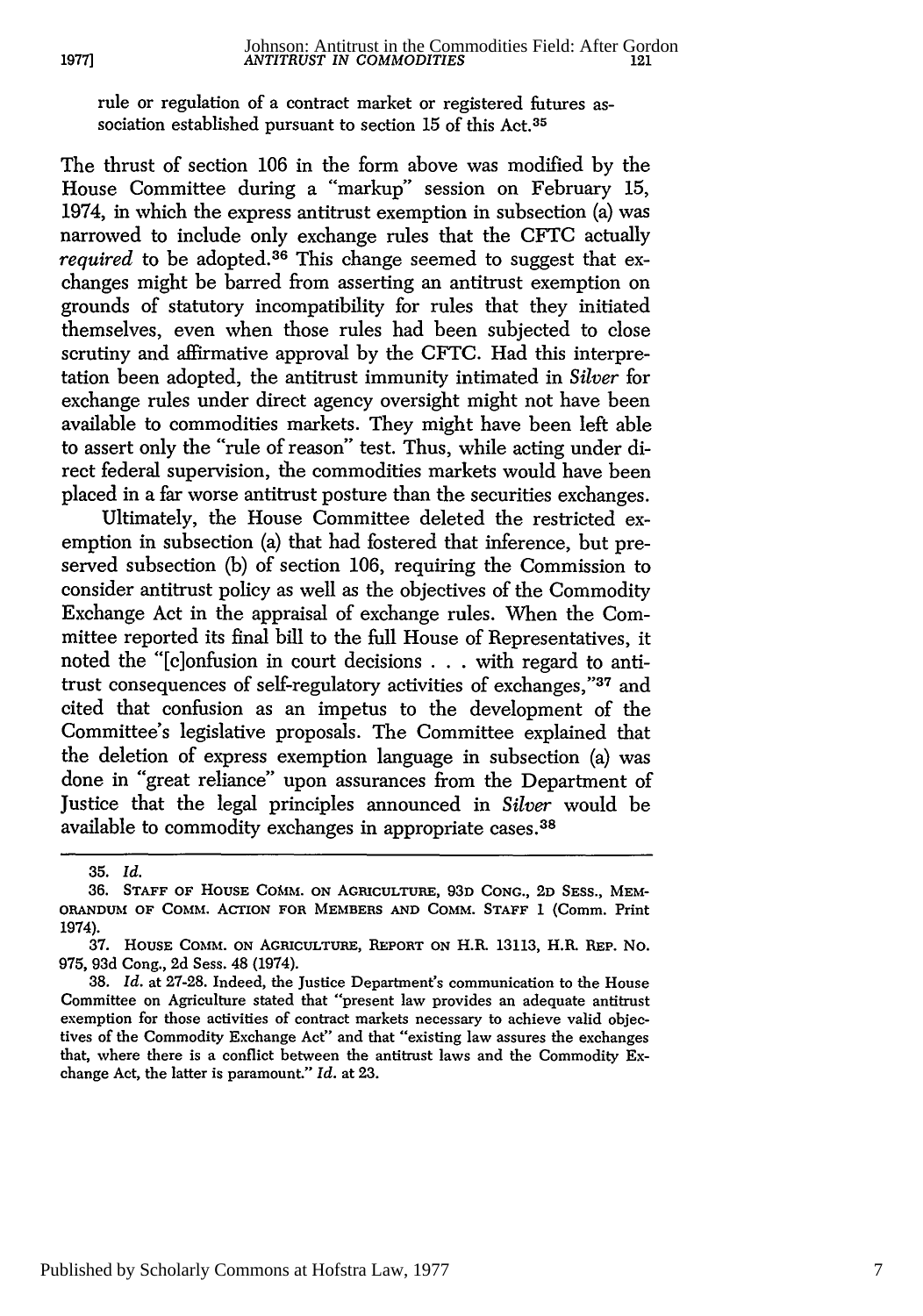rule or regulation of a contract market or registered futures association established pursuant to section 15 of this Act.[35]

The thrust of section 106 in the form above was modified by the House Committee during a "markup" session on February 15, 1974, in which the express antitrust exemption in subsection (a) was narrowed to include only exchange rules that the CFTC actually *required* to be adopted.[36] This change seemed to suggest that exchanges might be barred from asserting an antitrust exemption on grounds of statutory incompatibility for rules that they initiated themselves, even when those rules had been subjected to close scrutiny and affirmative approval by the CFTC. Had this interpretation been adopted, the antitrust immunity intimated in *Silver* for exchange rules under direct agency oversight might not have been available to commodities markets. They might have been left able to assert only the "rule of reason" test. Thus, while acting under direct federal supervision, the commodities markets would have been placed in a far worse antitrust posture than the securities exchanges.

Ultimately, the House Committee deleted the restricted exemption in subsection (a) that had fostered that inference, but preserved subsection (b) of section 106, requiring the Commission to consider antitrust policy as well as the objectives of the Commodity Exchange Act in the appraisal of exchange rules. When the Committee reported its final bill to the full House of Representatives, it noted the "[c]onfusion in court decisions . . . with regard to antitrust consequences of self-regulatory activities of exchanges,"[37] and cited that confusion as an impetus to the development of the Committee's legislative proposals. The Committee explained that the deletion of express exemption language in subsection (a) was done in "great reliance" upon assurances from the Department of Justice that the legal principles announced in *Silver* would be available to commodity exchanges in appropriate cases.[38]

---

35. *Id.*

36. STAFF OF HOUSE COMM. ON AGRICULTURE, 93D CONG., 2D SESS., MEMORANDUM OF COMM. ACTION FOR MEMBERS AND COMM. STAFF 1 (Comm. Print 1974).

37. HOUSE COMM. ON AGRICULTURE, REPORT ON H.R. 13113, H.R. REP. NO. 975, 93d Cong., 2d Sess. 48 (1974).

38. *Id.* at 27-28. Indeed, the Justice Department's communication to the House Committee on Agriculture stated that "present law provides an adequate antitrust exemption for those activities of contract markets necessary to achieve valid objectives of the Commodity Exchange Act" and that "existing law assures the exchanges that, where there is a conflict between the antitrust laws and the Commodity Exchange Act, the latter is paramount." *Id.* at 23.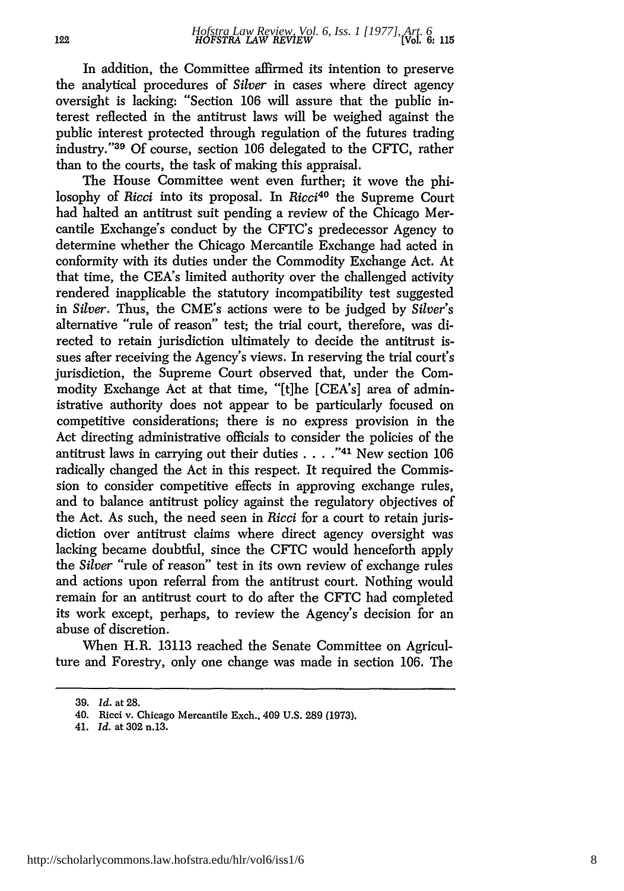In addition, the Committee affirmed its intention to preserve the analytical procedures of *Silver* in cases where direct agency oversight is lacking: "Section 106 will assure that the public interest reflected in the antitrust laws will be weighed against the public interest protected through regulation of the futures trading industry."[39] Of course, section 106 delegated to the CFTC, rather than to the courts, the task of making this appraisal.

The House Committee went even further; it wove the philosophy of *Ricci* into its proposal. In *Ricci*[40] the Supreme Court had halted an antitrust suit pending a review of the Chicago Mercantile Exchange's conduct by the CFTC's predecessor Agency to determine whether the Chicago Mercantile Exchange had acted in conformity with its duties under the Commodity Exchange Act. At that time, the CEA's limited authority over the challenged activity rendered inapplicable the statutory incompatibility test suggested in *Silver*. Thus, the CME's actions were to be judged by *Silver's* alternative "rule of reason" test; the trial court, therefore, was directed to retain jurisdiction ultimately to decide the antitrust issues after receiving the Agency's views. In reserving the trial court's jurisdiction, the Supreme Court observed that, under the Commodity Exchange Act at that time, "[t]he [CEA's] area of administrative authority does not appear to be particularly focused on competitive considerations; there is no express provision in the Act directing administrative officials to consider the policies of the antitrust laws in carrying out their duties . . . ."[41] New section 106 radically changed the Act in this respect. It required the Commission to consider competitive effects in approving exchange rules, and to balance antitrust policy against the regulatory objectives of the Act. As such, the need seen in *Ricci* for a court to retain jurisdiction over antitrust claims where direct agency oversight was lacking became doubtful, since the CFTC would henceforth apply the *Silver* "rule of reason" test in its own review of exchange rules and actions upon referral from the antitrust court. Nothing would remain for an antitrust court to do after the CFTC had completed its work except, perhaps, to review the Agency's decision for an abuse of discretion.

When H.R. 13113 reached the Senate Committee on Agriculture and Forestry, only one change was made in section 106. The

---

39. *Id.* at 28.

40. Ricci v. Chicago Mercantile Exch., 409 U.S. 289 (1973).

41. *Id.* at 302 n.13.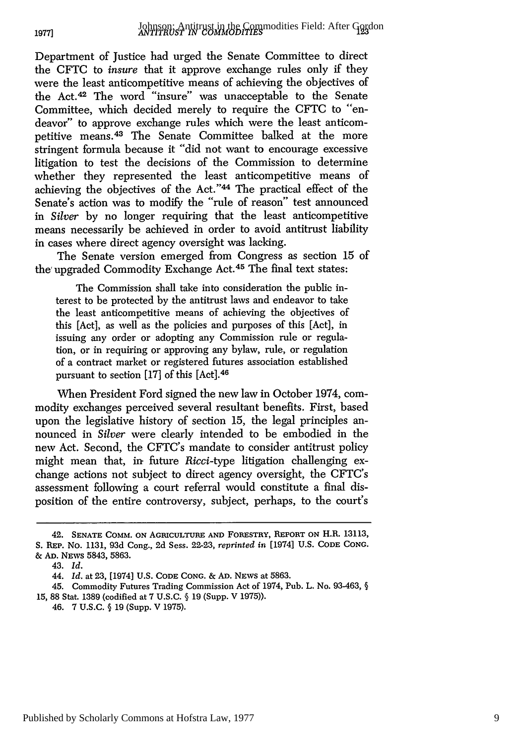Department of Justice had urged the Senate Committee to direct the CFTC to *insure* that it approve exchange rules only if they were the least anticompetitive means of achieving the objectives of the Act.[42] The word "insure" was unacceptable to the Senate Committee, which decided merely to require the CFTC to "endeavor" to approve exchange rules which were the least anticompetitive means.[43] The Senate Committee balked at the more stringent formula because it "did not want to encourage excessive litigation to test the decisions of the Commission to determine whether they represented the least anticompetitive means of achieving the objectives of the Act."[44] The practical effect of the Senate's action was to modify the "rule of reason" test announced in *Silver* by no longer requiring that the least anticompetitive means necessarily be achieved in order to avoid antitrust liability in cases where direct agency oversight was lacking.

The Senate version emerged from Congress as section 15 of the upgraded Commodity Exchange Act.[45] The final text states:

> The Commission shall take into consideration the public interest to be protected by the antitrust laws and endeavor to take the least anticompetitive means of achieving the objectives of this [Act], as well as the policies and purposes of this [Act], in issuing any order or adopting any Commission rule or regulation, or in requiring or approving any bylaw, rule, or regulation of a contract market or registered futures association established pursuant to section [17] of this [Act].[46]

When President Ford signed the new law in October 1974, commodity exchanges perceived several resultant benefits. First, based upon the legislative history of section 15, the legal principles announced in *Silver* were clearly intended to be embodied in the new Act. Second, the CFTC's mandate to consider antitrust policy might mean that, in future *Ricci*-type litigation challenging exchange actions not subject to direct agency oversight, the CFTC's assessment following a court referral would constitute a final disposition of the entire controversy, subject, perhaps, to the court's

---

42. Senate Comm. on Agriculture and Forestry, Report on H.R. 13113, S. Rep. No. 1131, 93d Cong., 2d Sess. 22-23, *reprinted in* [1974] U.S. Code Cong. & Ad. News 5843, 5863.

43. *Id.*

44. *Id.* at 23, [1974] U.S. Code Cong. & Ad. News at 5863.

45. Commodity Futures Trading Commission Act of 1974, Pub. L. No. 93-463, § 15, 88 Stat. 1389 (codified at 7 U.S.C. § 19 (Supp. V 1975)).

46. 7 U.S.C. § 19 (Supp. V 1975).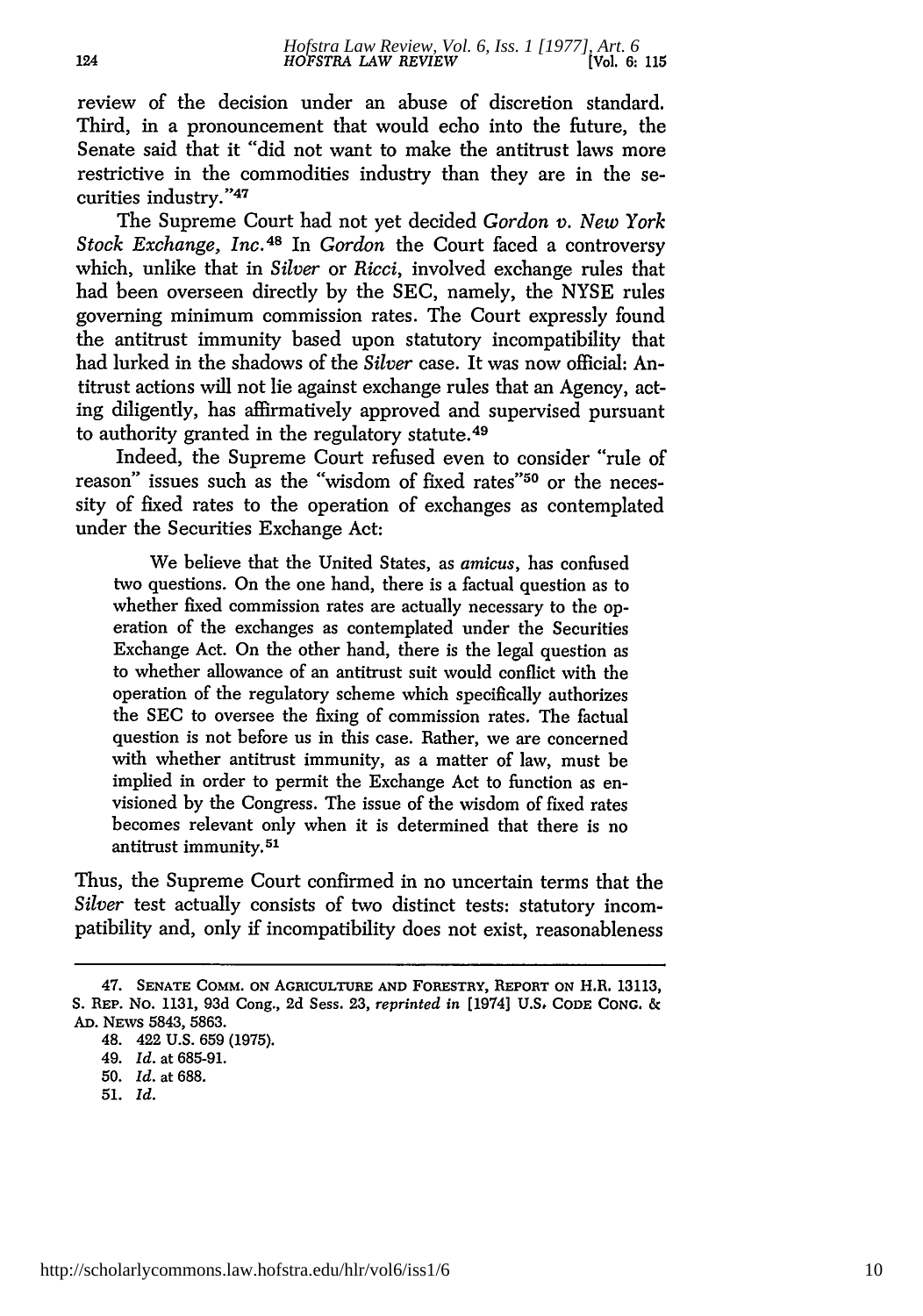review of the decision under an abuse of discretion standard. Third, in a pronouncement that would echo into the future, the Senate said that it "did not want to make the antitrust laws more restrictive in the commodities industry than they are in the securities industry."[47]

The Supreme Court had not yet decided *Gordon v. New York Stock Exchange, Inc.*[48] In *Gordon* the Court faced a controversy which, unlike that in *Silver* or *Ricci*, involved exchange rules that had been overseen directly by the SEC, namely, the NYSE rules governing minimum commission rates. The Court expressly found the antitrust immunity based upon statutory incompatibility that had lurked in the shadows of the *Silver* case. It was now official: Antitrust actions will not lie against exchange rules that an Agency, acting diligently, has affirmatively approved and supervised pursuant to authority granted in the regulatory statute.[49]

Indeed, the Supreme Court refused even to consider "rule of reason" issues such as the "wisdom of fixed rates"[50] or the necessity of fixed rates to the operation of exchanges as contemplated under the Securities Exchange Act:

> We believe that the United States, as *amicus*, has confused two questions. On the one hand, there is a factual question as to whether fixed commission rates are actually necessary to the operation of the exchanges as contemplated under the Securities Exchange Act. On the other hand, there is the legal question as to whether allowance of an antitrust suit would conflict with the operation of the regulatory scheme which specifically authorizes the SEC to oversee the fixing of commission rates. The factual question is not before us in this case. Rather, we are concerned with whether antitrust immunity, as a matter of law, must be implied in order to permit the Exchange Act to function as envisioned by the Congress. The issue of the wisdom of fixed rates becomes relevant only when it is determined that there is no antitrust immunity.[51]

Thus, the Supreme Court confirmed in no uncertain terms that the *Silver* test actually consists of two distinct tests: statutory incompatibility and, only if incompatibility does not exist, reasonableness

---

47. SENATE COMM. ON AGRICULTURE AND FORESTRY, REPORT ON H.R. 13113, S. REP. NO. 1131, 93d Cong., 2d Sess. 23, *reprinted in* [1974] U.S. CODE CONG. & AD. NEWS 5843, 5863.

48. 422 U.S. 659 (1975).

49. *Id.* at 685-91.

50. *Id.* at 688.

51. *Id.*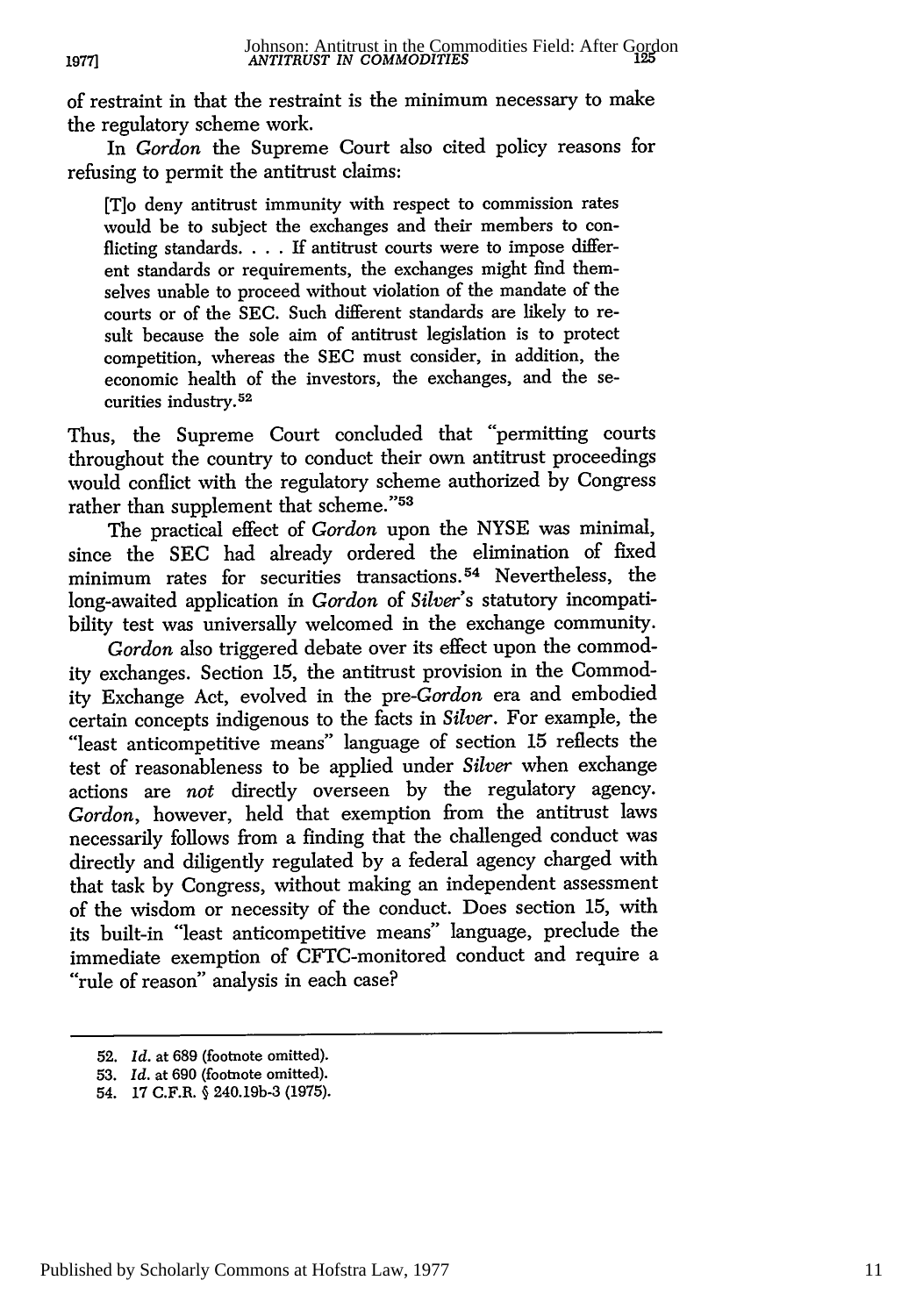of restraint in that the restraint is the minimum necessary to make the regulatory scheme work.

In *Gordon* the Supreme Court also cited policy reasons for refusing to permit the antitrust claims:

> [T]o deny antitrust immunity with respect to commission rates would be to subject the exchanges and their members to conflicting standards. . . . If antitrust courts were to impose different standards or requirements, the exchanges might find themselves unable to proceed without violation of the mandate of the courts or of the SEC. Such different standards are likely to result because the sole aim of antitrust legislation is to protect competition, whereas the SEC must consider, in addition, the economic health of the investors, the exchanges, and the securities industry.[52]

Thus, the Supreme Court concluded that "permitting courts throughout the country to conduct their own antitrust proceedings would conflict with the regulatory scheme authorized by Congress rather than supplement that scheme."[53]

The practical effect of *Gordon* upon the NYSE was minimal, since the SEC had already ordered the elimination of fixed minimum rates for securities transactions.[54] Nevertheless, the long-awaited application in *Gordon* of *Silver's* statutory incompatibility test was universally welcomed in the exchange community.

*Gordon* also triggered debate over its effect upon the commodity exchanges. Section 15, the antitrust provision in the Commodity Exchange Act, evolved in the pre-*Gordon* era and embodied certain concepts indigenous to the facts in *Silver*. For example, the "least anticompetitive means" language of section 15 reflects the test of reasonableness to be applied under *Silver* when exchange actions are *not* directly overseen by the regulatory agency. *Gordon*, however, held that exemption from the antitrust laws necessarily follows from a finding that the challenged conduct was directly and diligently regulated by a federal agency charged with that task by Congress, without making an independent assessment of the wisdom or necessity of the conduct. Does section 15, with its built-in "least anticompetitive means" language, preclude the immediate exemption of CFTC-monitored conduct and require a "rule of reason" analysis in each case?

---

52. *Id.* at 689 (footnote omitted).
53. *Id.* at 690 (footnote omitted).
54. 17 C.F.R. § 240.19b-3 (1975).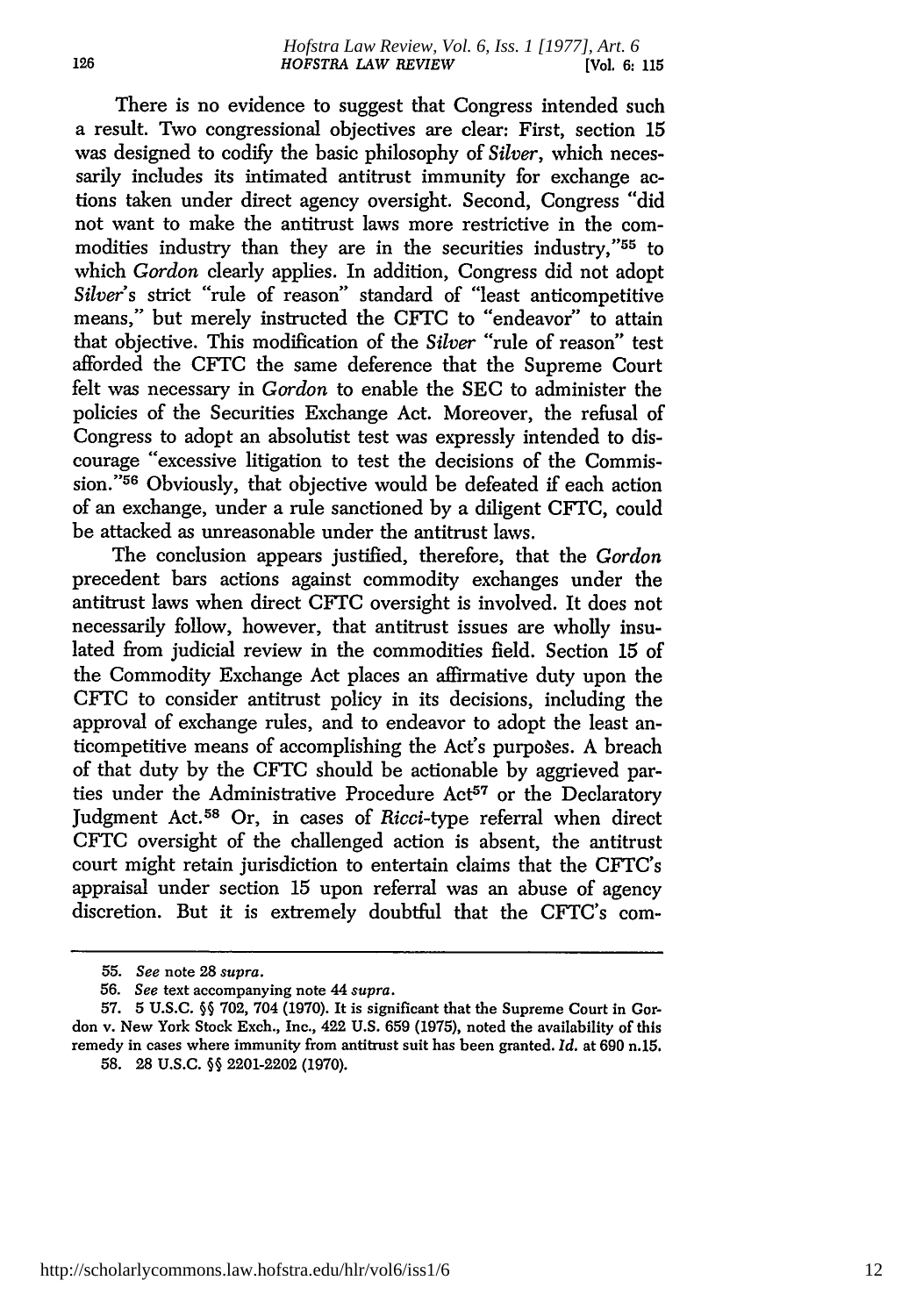There is no evidence to suggest that Congress intended such a result. Two congressional objectives are clear: First, section 15 was designed to codify the basic philosophy of *Silver*, which necessarily includes its intimated antitrust immunity for exchange actions taken under direct agency oversight. Second, Congress "did not want to make the antitrust laws more restrictive in the commodities industry than they are in the securities industry,"[55] to which *Gordon* clearly applies. In addition, Congress did not adopt *Silver's* strict "rule of reason" standard of "least anticompetitive means," but merely instructed the CFTC to "endeavor" to attain that objective. This modification of the *Silver* "rule of reason" test afforded the CFTC the same deference that the Supreme Court felt was necessary in *Gordon* to enable the SEC to administer the policies of the Securities Exchange Act. Moreover, the refusal of Congress to adopt an absolutist test was expressly intended to discourage "excessive litigation to test the decisions of the Commission."[56] Obviously, that objective would be defeated if each action of an exchange, under a rule sanctioned by a diligent CFTC, could be attacked as unreasonable under the antitrust laws.

The conclusion appears justified, therefore, that the *Gordon* precedent bars actions against commodity exchanges under the antitrust laws when direct CFTC oversight is involved. It does not necessarily follow, however, that antitrust issues are wholly insulated from judicial review in the commodities field. Section 15 of the Commodity Exchange Act places an affirmative duty upon the CFTC to consider antitrust policy in its decisions, including the approval of exchange rules, and to endeavor to adopt the least anticompetitive means of accomplishing the Act's purposes. A breach of that duty by the CFTC should be actionable by aggrieved parties under the Administrative Procedure Act[57] or the Declaratory Judgment Act.[58] Or, in cases of *Ricci*-type referral when direct CFTC oversight of the challenged action is absent, the antitrust court might retain jurisdiction to entertain claims that the CFTC's appraisal under section 15 upon referral was an abuse of agency discretion. But it is extremely doubtful that the CFTC's com-

---

55. *See* note 28 *supra*.

56. *See* text accompanying note 44 *supra*.

57. 5 U.S.C. §§ 702, 704 (1970). It is significant that the Supreme Court in Gordon v. New York Stock Exch., Inc., 422 U.S. 659 (1975), noted the availability of this remedy in cases where immunity from antitrust suit has been granted. *Id.* at 690 n.15.

58. 28 U.S.C. §§ 2201-2202 (1970).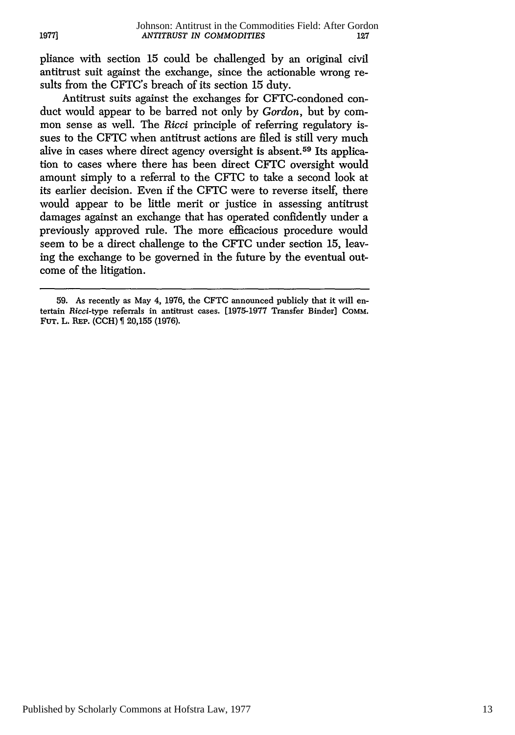pliance with section 15 could be challenged by an original civil antitrust suit against the exchange, since the actionable wrong results from the CFTC's breach of its section 15 duty.

Antitrust suits against the exchanges for CFTC-condoned conduct would appear to be barred not only by *Gordon*, but by common sense as well. The *Ricci* principle of referring regulatory issues to the CFTC when antitrust actions are filed is still very much alive in cases where direct agency oversight is absent.[59] Its application to cases where there has been direct CFTC oversight would amount simply to a referral to the CFTC to take a second look at its earlier decision. Even if the CFTC were to reverse itself, there would appear to be little merit or justice in assessing antitrust damages against an exchange that has operated confidently under a previously approved rule. The more efficacious procedure would seem to be a direct challenge to the CFTC under section 15, leaving the exchange to be governed in the future by the eventual outcome of the litigation.

---

59. As recently as May 4, 1976, the CFTC announced publicly that it will entertain *Ricci*-type referrals in antitrust cases. [1975-1977 Transfer Binder] COMM. FUT. L. REP. (CCH) ¶ 20,155 (1976).